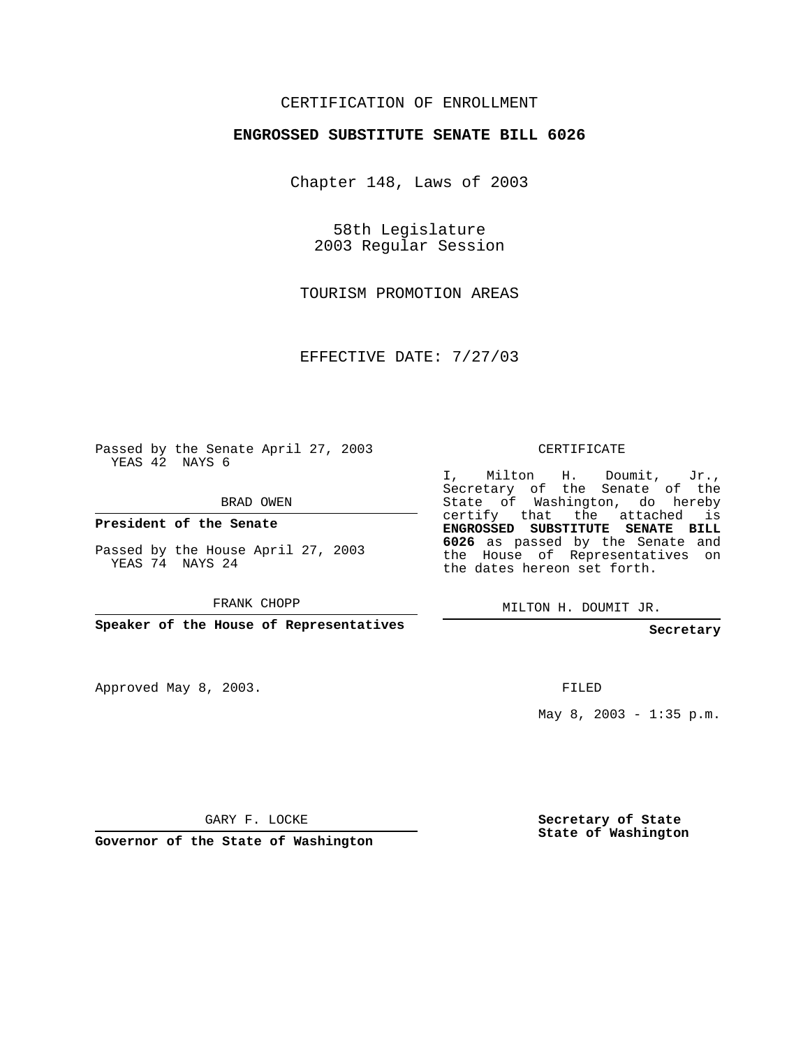CERTIFICATION OF ENROLLMENT

**ENGROSSED SUBSTITUTE SENATE BILL 6026**

Chapter 148, Laws of 2003

58th Legislature
2003 Regular Session

TOURISM PROMOTION AREAS

EFFECTIVE DATE: 7/27/03

Passed by the Senate April 27, 2003
YEAS 42 NAYS 6

BRAD OWEN

**President of the Senate**

Passed by the House April 27, 2003
YEAS 74 NAYS 24

FRANK CHOPP

**Speaker of the House of Representatives**

CERTIFICATE

I, Milton H. Doumit, Jr., Secretary of the Senate of the State of Washington, do hereby certify that the attached is **ENGROSSED SUBSTITUTE SENATE BILL 6026** as passed by the Senate and the House of Representatives on the dates hereon set forth.

MILTON H. DOUMIT JR.

**Secretary**

Approved May 8, 2003.

FILED

May 8, 2003 - 1:35 p.m.

GARY F. LOCKE

**Governor of the State of Washington**

**Secretary of State**
**State of Washington**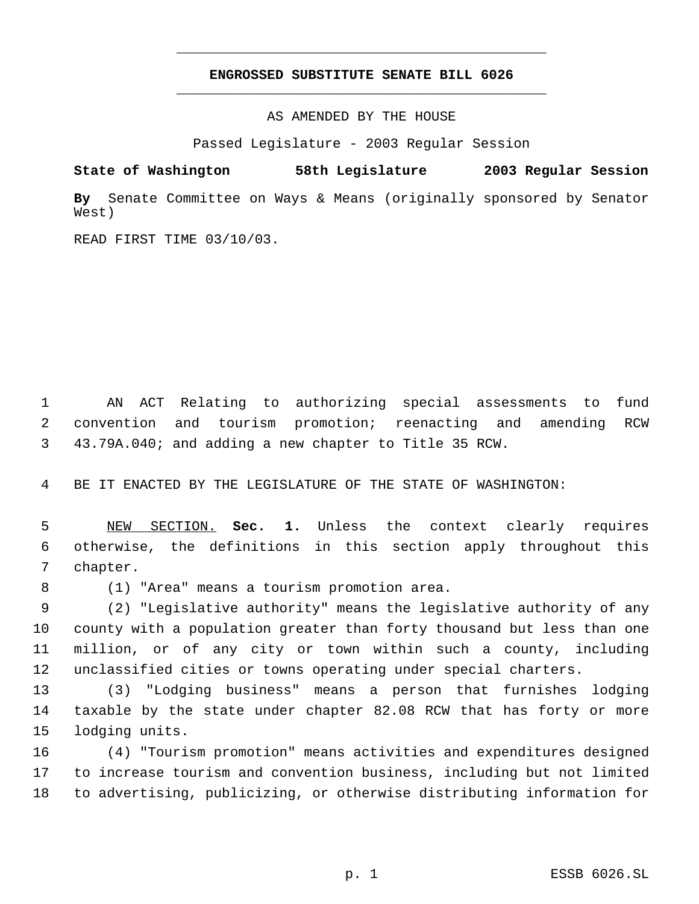# ENGROSSED SUBSTITUTE SENATE BILL 6026

AS AMENDED BY THE HOUSE

Passed Legislature - 2003 Regular Session

**State of Washington 58th Legislature 2003 Regular Session**

**By** Senate Committee on Ways & Means (originally sponsored by Senator West)

READ FIRST TIME 03/10/03.

AN ACT Relating to authorizing special assessments to fund convention and tourism promotion; reenacting and amending RCW 43.79A.040; and adding a new chapter to Title 35 RCW.

BE IT ENACTED BY THE LEGISLATURE OF THE STATE OF WASHINGTON:

NEW SECTION. **Sec. 1.** Unless the context clearly requires otherwise, the definitions in this section apply throughout this chapter.

(1) "Area" means a tourism promotion area.

(2) "Legislative authority" means the legislative authority of any county with a population greater than forty thousand but less than one million, or of any city or town within such a county, including unclassified cities or towns operating under special charters.

(3) "Lodging business" means a person that furnishes lodging taxable by the state under chapter 82.08 RCW that has forty or more lodging units.

(4) "Tourism promotion" means activities and expenditures designed to increase tourism and convention business, including but not limited to advertising, publicizing, or otherwise distributing information for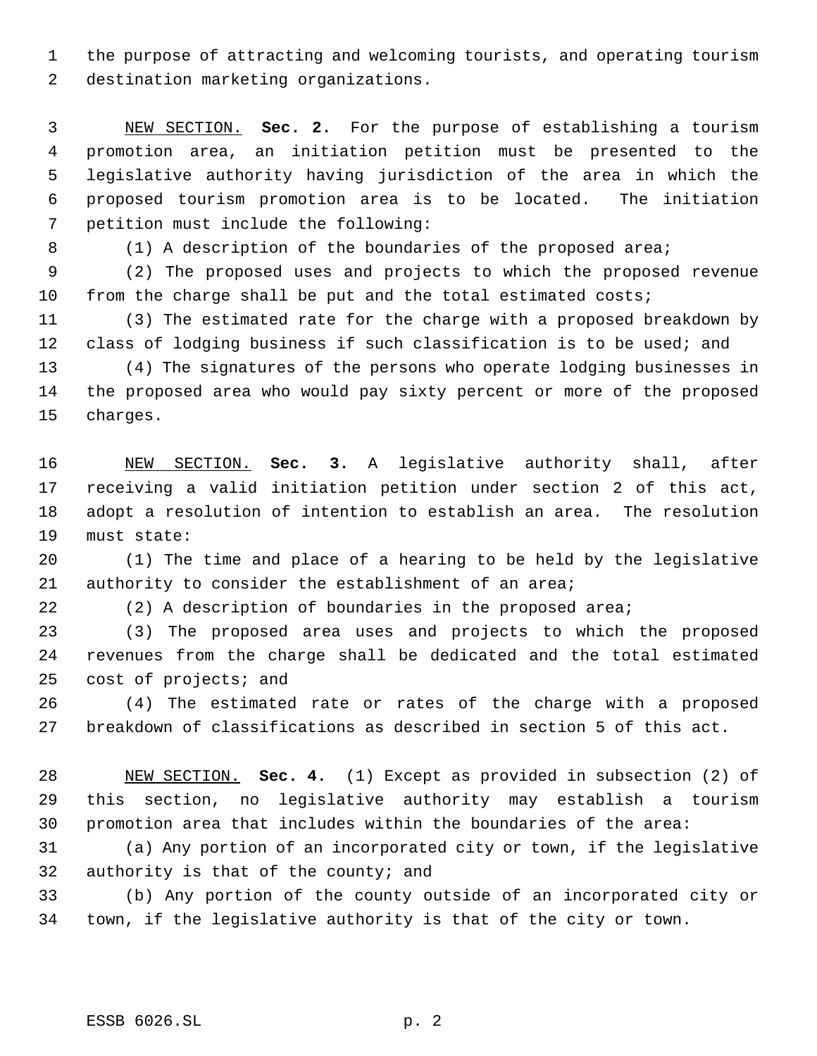the purpose of attracting and welcoming tourists, and operating tourism destination marketing organizations.

NEW SECTION. **Sec. 2.** For the purpose of establishing a tourism promotion area, an initiation petition must be presented to the legislative authority having jurisdiction of the area in which the proposed tourism promotion area is to be located. The initiation petition must include the following:

(1) A description of the boundaries of the proposed area;

(2) The proposed uses and projects to which the proposed revenue from the charge shall be put and the total estimated costs;

(3) The estimated rate for the charge with a proposed breakdown by class of lodging business if such classification is to be used; and

(4) The signatures of the persons who operate lodging businesses in the proposed area who would pay sixty percent or more of the proposed charges.

NEW SECTION. **Sec. 3.** A legislative authority shall, after receiving a valid initiation petition under section 2 of this act, adopt a resolution of intention to establish an area. The resolution must state:

(1) The time and place of a hearing to be held by the legislative authority to consider the establishment of an area;

(2) A description of boundaries in the proposed area;

(3) The proposed area uses and projects to which the proposed revenues from the charge shall be dedicated and the total estimated cost of projects; and

(4) The estimated rate or rates of the charge with a proposed breakdown of classifications as described in section 5 of this act.

NEW SECTION. **Sec. 4.** (1) Except as provided in subsection (2) of this section, no legislative authority may establish a tourism promotion area that includes within the boundaries of the area:

(a) Any portion of an incorporated city or town, if the legislative authority is that of the county; and

(b) Any portion of the county outside of an incorporated city or town, if the legislative authority is that of the city or town.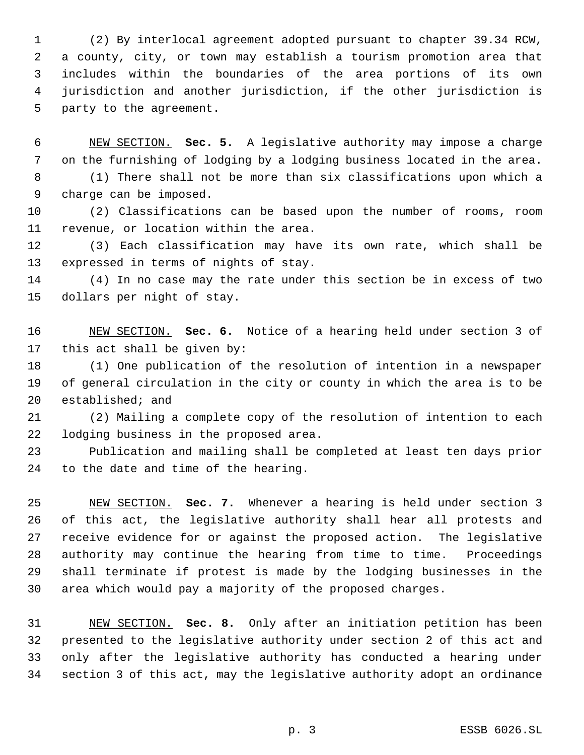(2) By interlocal agreement adopted pursuant to chapter 39.34 RCW, a county, city, or town may establish a tourism promotion area that includes within the boundaries of the area portions of its own jurisdiction and another jurisdiction, if the other jurisdiction is party to the agreement.

NEW SECTION. **Sec. 5.** A legislative authority may impose a charge on the furnishing of lodging by a lodging business located in the area.

(1) There shall not be more than six classifications upon which a charge can be imposed.

(2) Classifications can be based upon the number of rooms, room revenue, or location within the area.

(3) Each classification may have its own rate, which shall be expressed in terms of nights of stay.

(4) In no case may the rate under this section be in excess of two dollars per night of stay.

NEW SECTION. **Sec. 6.** Notice of a hearing held under section 3 of this act shall be given by:

(1) One publication of the resolution of intention in a newspaper of general circulation in the city or county in which the area is to be established; and

(2) Mailing a complete copy of the resolution of intention to each lodging business in the proposed area.

Publication and mailing shall be completed at least ten days prior to the date and time of the hearing.

NEW SECTION. **Sec. 7.** Whenever a hearing is held under section 3 of this act, the legislative authority shall hear all protests and receive evidence for or against the proposed action. The legislative authority may continue the hearing from time to time. Proceedings shall terminate if protest is made by the lodging businesses in the area which would pay a majority of the proposed charges.

NEW SECTION. **Sec. 8.** Only after an initiation petition has been presented to the legislative authority under section 2 of this act and only after the legislative authority has conducted a hearing under section 3 of this act, may the legislative authority adopt an ordinance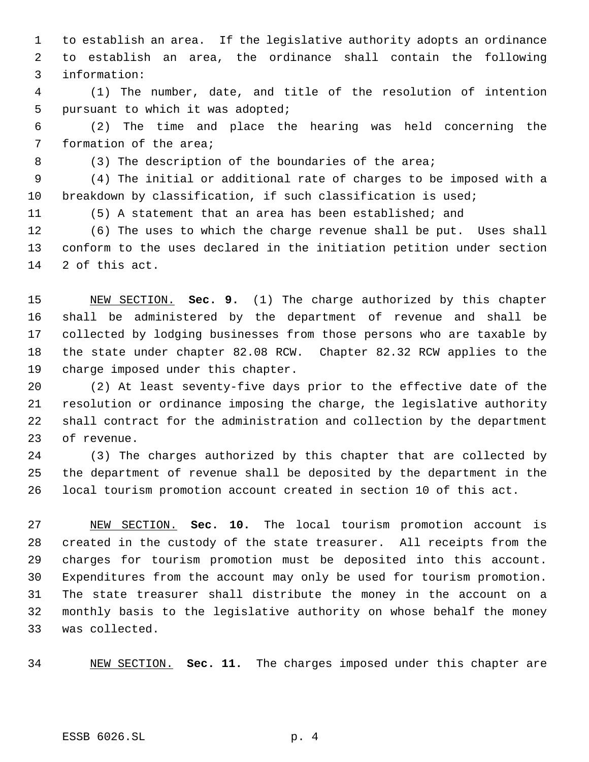to establish an area. If the legislative authority adopts an ordinance to establish an area, the ordinance shall contain the following information:

(1) The number, date, and title of the resolution of intention pursuant to which it was adopted;

(2) The time and place the hearing was held concerning the formation of the area;

(3) The description of the boundaries of the area;

(4) The initial or additional rate of charges to be imposed with a breakdown by classification, if such classification is used;

(5) A statement that an area has been established; and

(6) The uses to which the charge revenue shall be put. Uses shall conform to the uses declared in the initiation petition under section 2 of this act.

NEW SECTION. **Sec. 9.** (1) The charge authorized by this chapter shall be administered by the department of revenue and shall be collected by lodging businesses from those persons who are taxable by the state under chapter 82.08 RCW. Chapter 82.32 RCW applies to the charge imposed under this chapter.

(2) At least seventy-five days prior to the effective date of the resolution or ordinance imposing the charge, the legislative authority shall contract for the administration and collection by the department of revenue.

(3) The charges authorized by this chapter that are collected by the department of revenue shall be deposited by the department in the local tourism promotion account created in section 10 of this act.

NEW SECTION. **Sec. 10.** The local tourism promotion account is created in the custody of the state treasurer. All receipts from the charges for tourism promotion must be deposited into this account. Expenditures from the account may only be used for tourism promotion. The state treasurer shall distribute the money in the account on a monthly basis to the legislative authority on whose behalf the money was collected.

NEW SECTION. **Sec. 11.** The charges imposed under this chapter are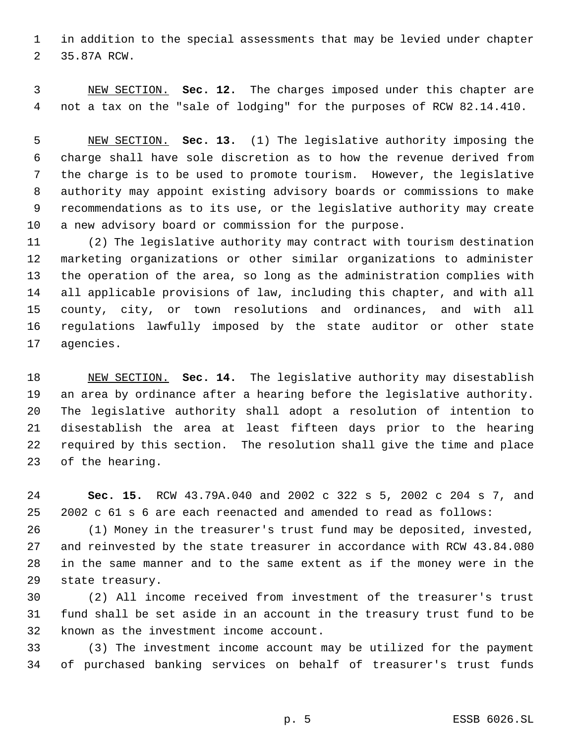in addition to the special assessments that may be levied under chapter 35.87A RCW.

NEW SECTION. **Sec. 12.** The charges imposed under this chapter are not a tax on the "sale of lodging" for the purposes of RCW 82.14.410.

NEW SECTION. **Sec. 13.** (1) The legislative authority imposing the charge shall have sole discretion as to how the revenue derived from the charge is to be used to promote tourism. However, the legislative authority may appoint existing advisory boards or commissions to make recommendations as to its use, or the legislative authority may create a new advisory board or commission for the purpose.

(2) The legislative authority may contract with tourism destination marketing organizations or other similar organizations to administer the operation of the area, so long as the administration complies with all applicable provisions of law, including this chapter, and with all county, city, or town resolutions and ordinances, and with all regulations lawfully imposed by the state auditor or other state agencies.

NEW SECTION. **Sec. 14.** The legislative authority may disestablish an area by ordinance after a hearing before the legislative authority. The legislative authority shall adopt a resolution of intention to disestablish the area at least fifteen days prior to the hearing required by this section. The resolution shall give the time and place of the hearing.

**Sec. 15.** RCW 43.79A.040 and 2002 c 322 s 5, 2002 c 204 s 7, and 2002 c 61 s 6 are each reenacted and amended to read as follows:

(1) Money in the treasurer's trust fund may be deposited, invested, and reinvested by the state treasurer in accordance with RCW 43.84.080 in the same manner and to the same extent as if the money were in the state treasury.

(2) All income received from investment of the treasurer's trust fund shall be set aside in an account in the treasury trust fund to be known as the investment income account.

(3) The investment income account may be utilized for the payment of purchased banking services on behalf of treasurer's trust funds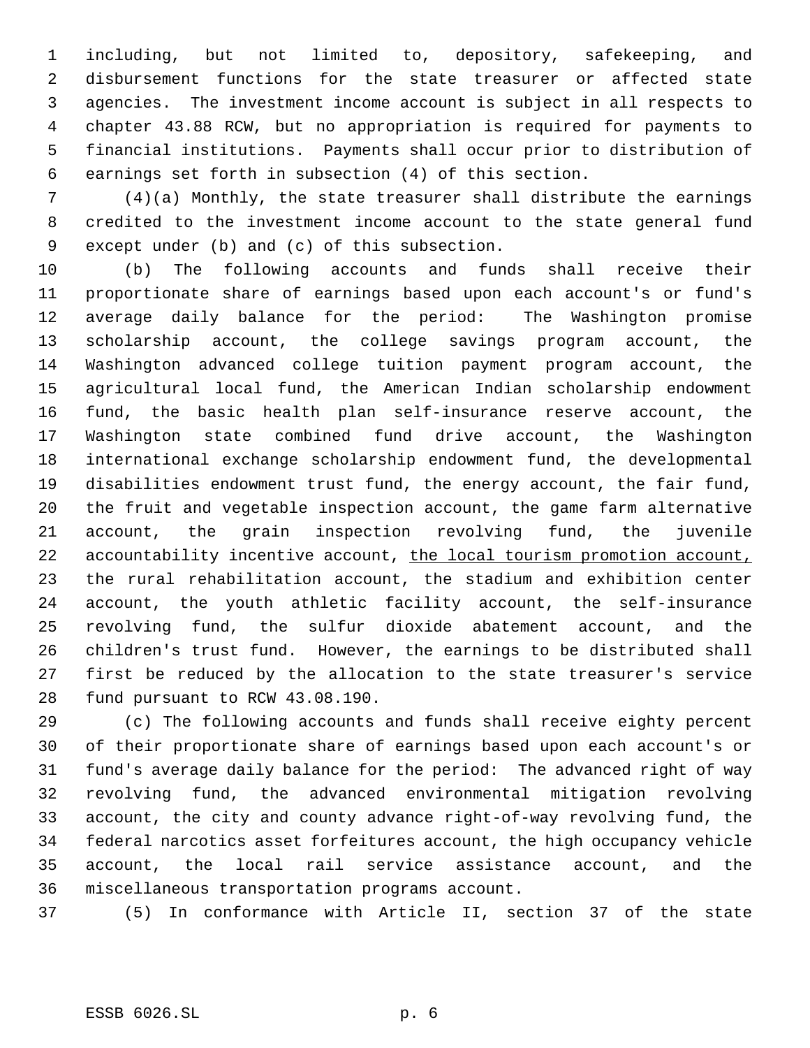including, but not limited to, depository, safekeeping, and disbursement functions for the state treasurer or affected state agencies. The investment income account is subject in all respects to chapter 43.88 RCW, but no appropriation is required for payments to financial institutions. Payments shall occur prior to distribution of earnings set forth in subsection (4) of this section.

(4)(a) Monthly, the state treasurer shall distribute the earnings credited to the investment income account to the state general fund except under (b) and (c) of this subsection.

(b) The following accounts and funds shall receive their proportionate share of earnings based upon each account's or fund's average daily balance for the period: The Washington promise scholarship account, the college savings program account, the Washington advanced college tuition payment program account, the agricultural local fund, the American Indian scholarship endowment fund, the basic health plan self-insurance reserve account, the Washington state combined fund drive account, the Washington international exchange scholarship endowment fund, the developmental disabilities endowment trust fund, the energy account, the fair fund, the fruit and vegetable inspection account, the game farm alternative account, the grain inspection revolving fund, the juvenile accountability incentive account, <u>the local tourism promotion account,</u> the rural rehabilitation account, the stadium and exhibition center account, the youth athletic facility account, the self-insurance revolving fund, the sulfur dioxide abatement account, and the children's trust fund. However, the earnings to be distributed shall first be reduced by the allocation to the state treasurer's service fund pursuant to RCW 43.08.190.

(c) The following accounts and funds shall receive eighty percent of their proportionate share of earnings based upon each account's or fund's average daily balance for the period: The advanced right of way revolving fund, the advanced environmental mitigation revolving account, the city and county advance right-of-way revolving fund, the federal narcotics asset forfeitures account, the high occupancy vehicle account, the local rail service assistance account, and the miscellaneous transportation programs account.

(5) In conformance with Article II, section 37 of the state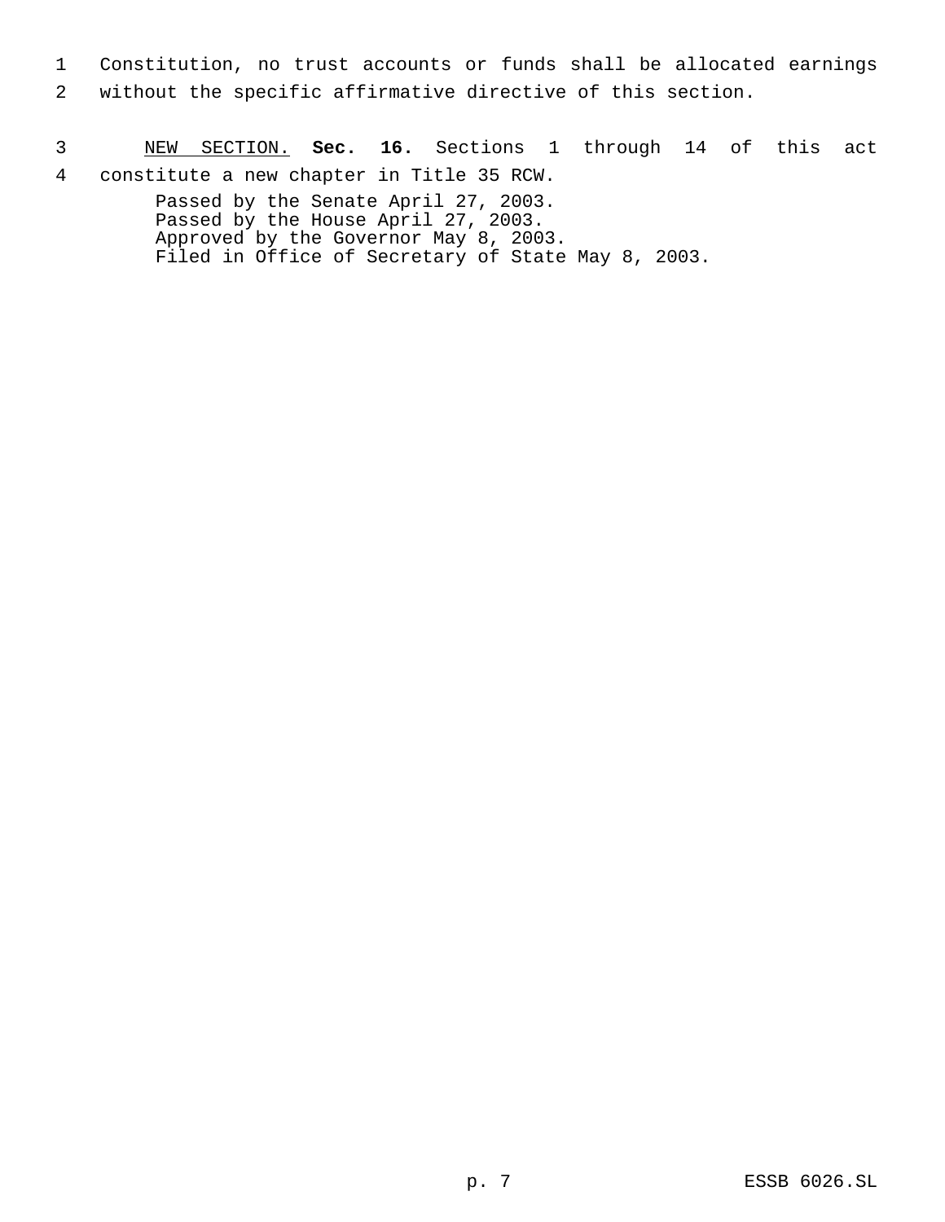Constitution, no trust accounts or funds shall be allocated earnings without the specific affirmative directive of this section.

NEW SECTION. **Sec. 16.** Sections 1 through 14 of this act constitute a new chapter in Title 35 RCW.

Passed by the Senate April 27, 2003.
Passed by the House April 27, 2003.
Approved by the Governor May 8, 2003.
Filed in Office of Secretary of State May 8, 2003.